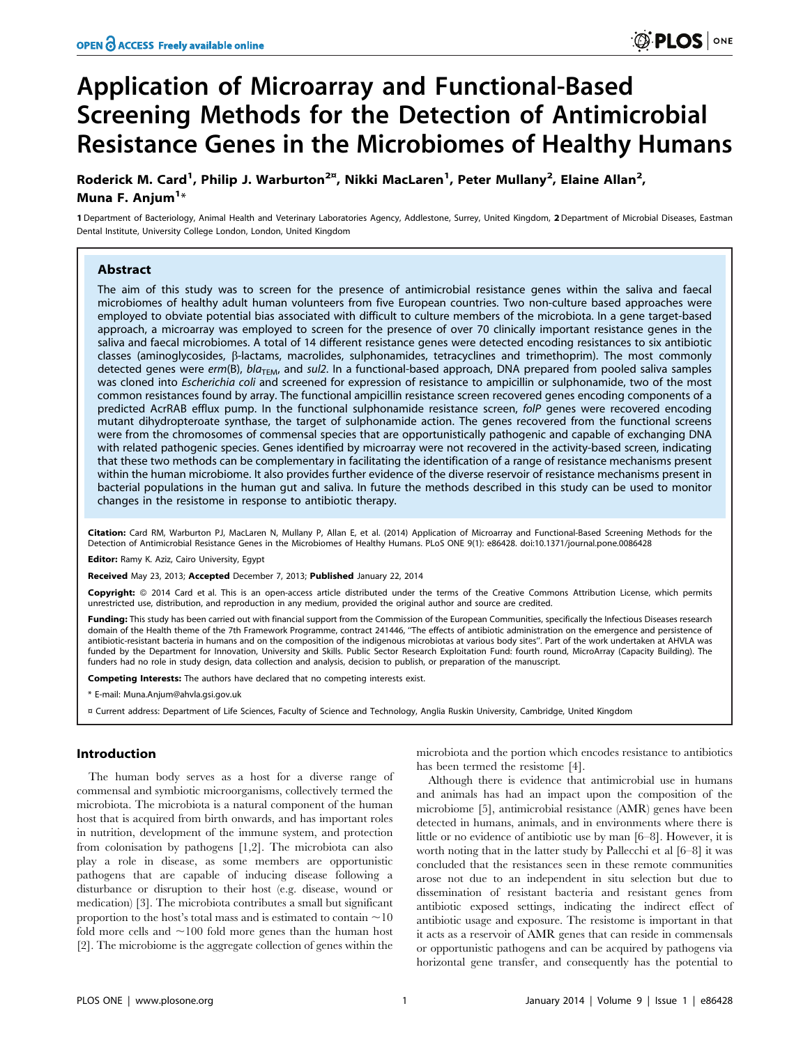# Application of Microarray and Functional-Based Screening Methods for the Detection of Antimicrobial Resistance Genes in the Microbiomes of Healthy Humans

**Roderick M. Card[1], Philip J. Warburton[2¤], Nikki MacLaren[1], Peter Mullany[2], Elaine Allan[2], Muna F. Anjum[1*]**

1 Department of Bacteriology, Animal Health and Veterinary Laboratories Agency, Addlestone, Surrey, United Kingdom, 2 Department of Microbial Diseases, Eastman Dental Institute, University College London, London, United Kingdom

## Abstract

The aim of this study was to screen for the presence of antimicrobial resistance genes within the saliva and faecal microbiomes of healthy adult human volunteers from five European countries. Two non-culture based approaches were employed to obviate potential bias associated with difficult to culture members of the microbiota. In a gene target-based approach, a microarray was employed to screen for the presence of over 70 clinically important resistance genes in the saliva and faecal microbiomes. A total of 14 different resistance genes were detected encoding resistances to six antibiotic classes (aminoglycosides, β-lactams, macrolides, sulphonamides, tetracyclines and trimethoprim). The most commonly detected genes were *erm*(B), $bla_{TEM}$, and *sul2*. In a functional-based approach, DNA prepared from pooled saliva samples was cloned into *Escherichia coli* and screened for expression of resistance to ampicillin or sulphonamide, two of the most common resistances found by array. The functional ampicillin resistance screen recovered genes encoding components of a predicted AcrRAB efflux pump. In the functional sulphonamide resistance screen, *folP* genes were recovered encoding mutant dihydropteroate synthase, the target of sulphonamide action. The genes recovered from the functional screens were from the chromosomes of commensal species that are opportunistically pathogenic and capable of exchanging DNA with related pathogenic species. Genes identified by microarray were not recovered in the activity-based screen, indicating that these two methods can be complementary in facilitating the identification of a range of resistance mechanisms present within the human microbiome. It also provides further evidence of the diverse reservoir of resistance mechanisms present in bacterial populations in the human gut and saliva. In future the methods described in this study can be used to monitor changes in the resistome in response to antibiotic therapy.

**Citation:** Card RM, Warburton PJ, MacLaren N, Mullany P, Allan E, et al. (2014) Application of Microarray and Functional-Based Screening Methods for the Detection of Antimicrobial Resistance Genes in the Microbiomes of Healthy Humans. PLoS ONE 9(1): e86428. doi:10.1371/journal.pone.0086428

**Editor:** Ramy K. Aziz, Cairo University, Egypt

**Received** May 23, 2013; **Accepted** December 7, 2013; **Published** January 22, 2014

**Copyright:** © 2014 Card et al. This is an open-access article distributed under the terms of the Creative Commons Attribution License, which permits unrestricted use, distribution, and reproduction in any medium, provided the original author and source are credited.

**Funding:** This study has been carried out with financial support from the Commission of the European Communities, specifically the Infectious Diseases research domain of the Health theme of the 7th Framework Programme, contract 241446, "The effects of antibiotic administration on the emergence and persistence of antibiotic-resistant bacteria in humans and on the composition of the indigenous microbiotas at various body sites". Part of the work undertaken at AHVLA was funded by the Department for Innovation, University and Skills. Public Sector Research Exploitation Fund: fourth round, MicroArray (Capacity Building). The funders had no role in study design, data collection and analysis, decision to publish, or preparation of the manuscript.

**Competing Interests:** The authors have declared that no competing interests exist.

\* E-mail: Muna.Anjum@ahvla.gsi.gov.uk

¤ Current address: Department of Life Sciences, Faculty of Science and Technology, Anglia Ruskin University, Cambridge, United Kingdom

## Introduction

The human body serves as a host for a diverse range of commensal and symbiotic microorganisms, collectively termed the microbiota. The microbiota is a natural component of the human host that is acquired from birth onwards, and has important roles in nutrition, development of the immune system, and protection from colonisation by pathogens [1,2]. The microbiota can also play a role in disease, as some members are opportunistic pathogens that are capable of inducing disease following a disturbance or disruption to their host (e.g. disease, wound or medication) [3]. The microbiota contributes a small but significant proportion to the host's total mass and is estimated to contain ~10 fold more cells and ~100 fold more genes than the human host [2]. The microbiome is the aggregate collection of genes within the microbiota and the portion which encodes resistance to antibiotics has been termed the resistome [4].

Although there is evidence that antimicrobial use in humans and animals has had an impact upon the composition of the microbiome [5], antimicrobial resistance (AMR) genes have been detected in humans, animals, and in environments where there is little or no evidence of antibiotic use by man [6–8]. However, it is worth noting that in the latter study by Pallecchi et al [6–8] it was concluded that the resistances seen in these remote communities arose not due to an independent in situ selection but due to dissemination of resistant bacteria and resistant genes from antibiotic exposed settings, indicating the indirect effect of antibiotic usage and exposure. The resistome is important in that it acts as a reservoir of AMR genes that can reside in commensals or opportunistic pathogens and can be acquired by pathogens via horizontal gene transfer, and consequently has the potential to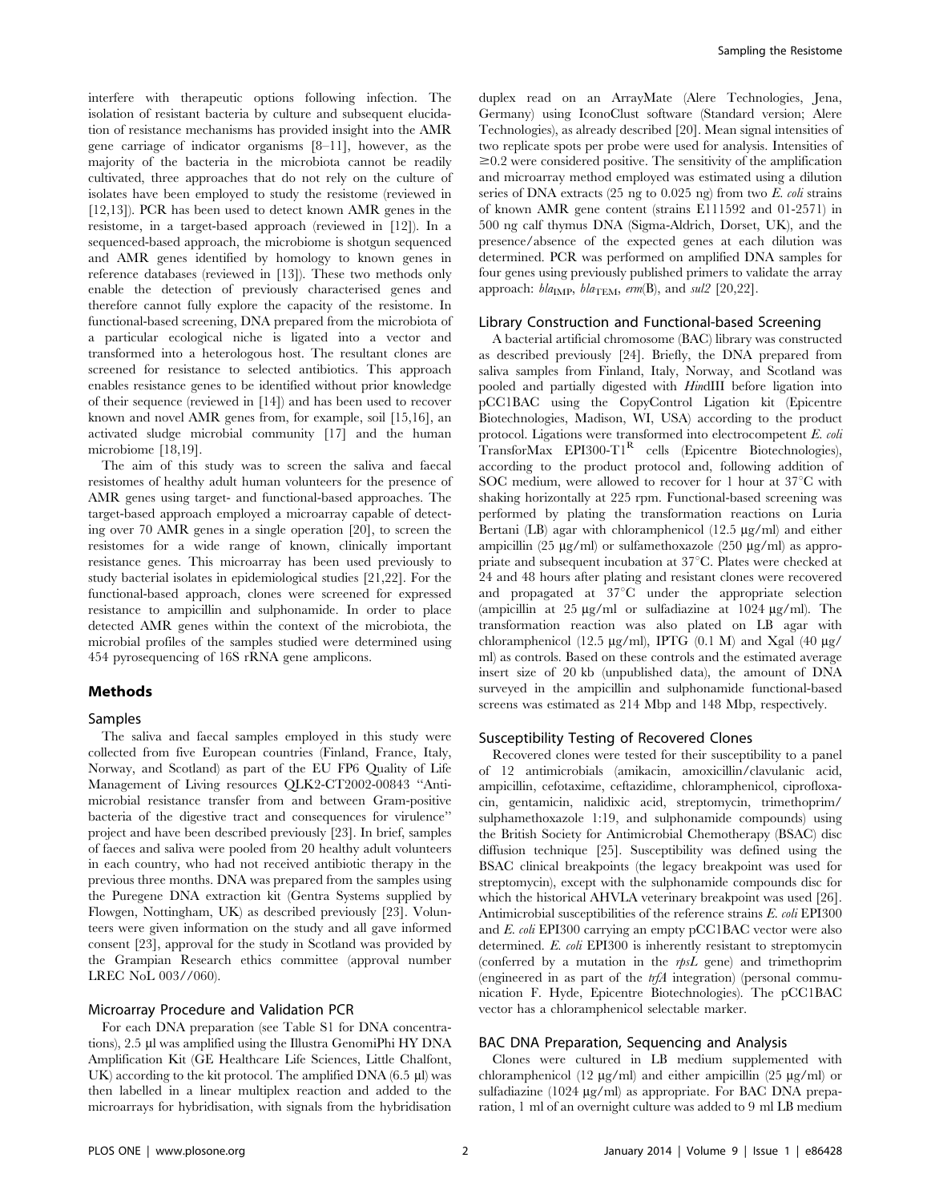interfere with therapeutic options following infection. The isolation of resistant bacteria by culture and subsequent elucidation of resistance mechanisms has provided insight into the AMR gene carriage of indicator organisms [8–11], however, as the majority of the bacteria in the microbiota cannot be readily cultivated, three approaches that do not rely on the culture of isolates have been employed to study the resistome (reviewed in [12,13]). PCR has been used to detect known AMR genes in the resistome, in a target-based approach (reviewed in [12]). In a sequenced-based approach, the microbiome is shotgun sequenced and AMR genes identified by homology to known genes in reference databases (reviewed in [13]). These two methods only enable the detection of previously characterised genes and therefore cannot fully explore the capacity of the resistome. In functional-based screening, DNA prepared from the microbiota of a particular ecological niche is ligated into a vector and transformed into a heterologous host. The resultant clones are screened for resistance to selected antibiotics. This approach enables resistance genes to be identified without prior knowledge of their sequence (reviewed in [14]) and has been used to recover known and novel AMR genes from, for example, soil [15,16], an activated sludge microbial community [17] and the human microbiome [18,19].

The aim of this study was to screen the saliva and faecal resistomes of healthy adult human volunteers for the presence of AMR genes using target- and functional-based approaches. The target-based approach employed a microarray capable of detecting over 70 AMR genes in a single operation [20], to screen the resistomes for a wide range of known, clinically important resistance genes. This microarray has been used previously to study bacterial isolates in epidemiological studies [21,22]. For the functional-based approach, clones were screened for expressed resistance to ampicillin and sulphonamide. In order to place detected AMR genes within the context of the microbiota, the microbial profiles of the samples studied were determined using 454 pyrosequencing of 16S rRNA gene amplicons.

## Methods

### Samples

The saliva and faecal samples employed in this study were collected from five European countries (Finland, France, Italy, Norway, and Scotland) as part of the EU FP6 Quality of Life Management of Living resources QLK2-CT2002-00843 "Antimicrobial resistance transfer from and between Gram-positive bacteria of the digestive tract and consequences for virulence" project and have been described previously [23]. In brief, samples of faeces and saliva were pooled from 20 healthy adult volunteers in each country, who had not received antibiotic therapy in the previous three months. DNA was prepared from the samples using the Puregene DNA extraction kit (Gentra Systems supplied by Flowgen, Nottingham, UK) as described previously [23]. Volunteers were given information on the study and all gave informed consent [23], approval for the study in Scotland was provided by the Grampian Research ethics committee (approval number LREC NoL 003//060).

### Microarray Procedure and Validation PCR

For each DNA preparation (see Table S1 for DNA concentrations), 2.5 µl was amplified using the Illustra GenomiPhi HY DNA Amplification Kit (GE Healthcare Life Sciences, Little Chalfont, UK) according to the kit protocol. The amplified DNA (6.5 µl) was then labelled in a linear multiplex reaction and added to the microarrays for hybridisation, with signals from the hybridisation duplex read on an ArrayMate (Alere Technologies, Jena, Germany) using IconoClust software (Standard version; Alere Technologies), as already described [20]. Mean signal intensities of two replicate spots per probe were used for analysis. Intensities of $\geq$0.2 were considered positive. The sensitivity of the amplification and microarray method employed was estimated using a dilution series of DNA extracts (25 ng to 0.025 ng) from two *E. coli* strains of known AMR gene content (strains E111592 and 01-2571) in 500 ng calf thymus DNA (Sigma-Aldrich, Dorset, UK), and the presence/absence of the expected genes at each dilution was determined. PCR was performed on amplified DNA samples for four genes using previously published primers to validate the array approach: $bla_{IMP}$, $bla_{TEM}$, *erm*(B), and *sul2* [20,22].

### Library Construction and Functional-based Screening

A bacterial artificial chromosome (BAC) library was constructed as described previously [24]. Briefly, the DNA prepared from saliva samples from Finland, Italy, Norway, and Scotland was pooled and partially digested with *Hin*dIII before ligation into pCC1BAC using the CopyControl Ligation kit (Epicentre Biotechnologies, Madison, WI, USA) according to the product protocol. Ligations were transformed into electrocompetent *E. coli* TransforMax EPI300-T1$^R$ cells (Epicentre Biotechnologies), according to the product protocol and, following addition of SOC medium, were allowed to recover for 1 hour at 37°C with shaking horizontally at 225 rpm. Functional-based screening was performed by plating the transformation reactions on Luria Bertani (LB) agar with chloramphenicol (12.5 µg/ml) and either ampicillin (25 µg/ml) or sulfamethoxazole (250 µg/ml) as appropriate and subsequent incubation at 37°C. Plates were checked at 24 and 48 hours after plating and resistant clones were recovered and propagated at 37°C under the appropriate selection (ampicillin at 25 µg/ml or sulfadiazine at 1024 µg/ml). The transformation reaction was also plated on LB agar with chloramphenicol (12.5 µg/ml), IPTG (0.1 M) and Xgal (40 µg/ml) as controls. Based on these controls and the estimated average insert size of 20 kb (unpublished data), the amount of DNA surveyed in the ampicillin and sulphonamide functional-based screens was estimated as 214 Mbp and 148 Mbp, respectively.

### Susceptibility Testing of Recovered Clones

Recovered clones were tested for their susceptibility to a panel of 12 antimicrobials (amikacin, amoxicillin/clavulanic acid, ampicillin, cefotaxime, ceftazidime, chloramphenicol, ciprofloxacin, gentamicin, nalidixic acid, streptomycin, trimethoprim/sulphamethoxazole 1:19, and sulphonamide compounds) using the British Society for Antimicrobial Chemotherapy (BSAC) disc diffusion technique [25]. Susceptibility was defined using the BSAC clinical breakpoints (the legacy breakpoint was used for streptomycin), except with the sulphonamide compounds disc for which the historical AHVLA veterinary breakpoint was used [26]. Antimicrobial susceptibilities of the reference strains *E. coli* EPI300 and *E. coli* EPI300 carrying an empty pCC1BAC vector were also determined. *E. coli* EPI300 is inherently resistant to streptomycin (conferred by a mutation in the *rpsL* gene) and trimethoprim (engineered in as part of the *trfA* integration) (personal communication F. Hyde, Epicentre Biotechnologies). The pCC1BAC vector has a chloramphenicol selectable marker.

### BAC DNA Preparation, Sequencing and Analysis

Clones were cultured in LB medium supplemented with chloramphenicol (12 µg/ml) and either ampicillin (25 µg/ml) or sulfadiazine (1024 µg/ml) as appropriate. For BAC DNA preparation, 1 ml of an overnight culture was added to 9 ml LB medium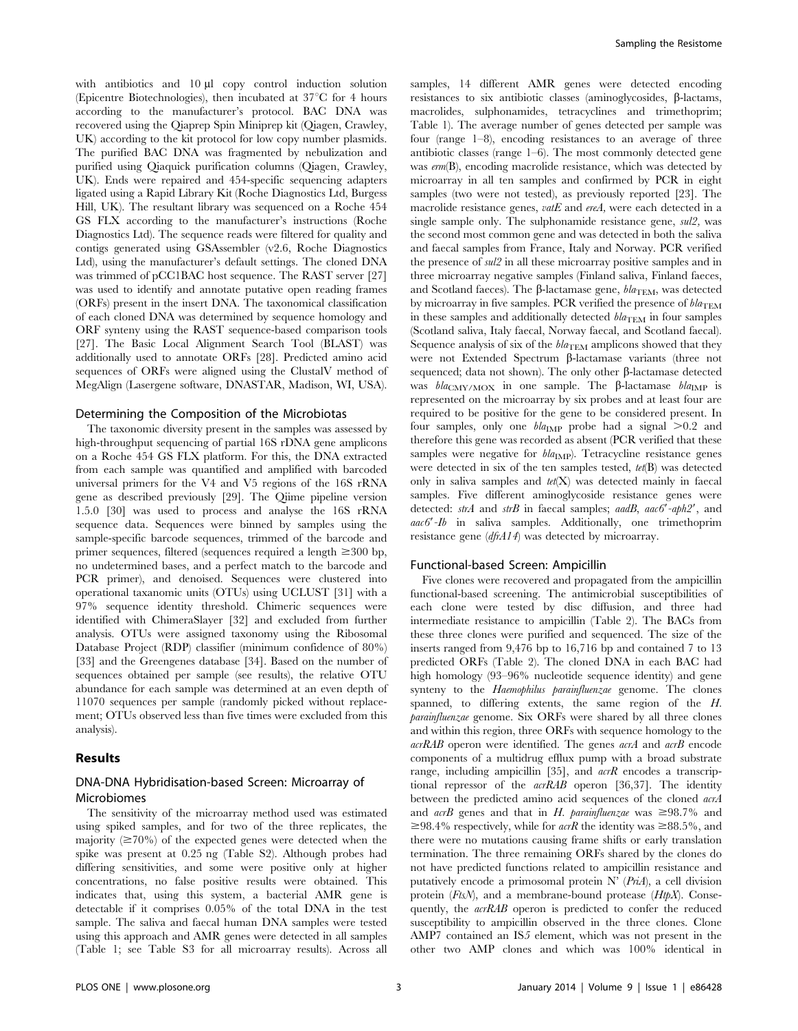with antibiotics and 10 µl copy control induction solution (Epicentre Biotechnologies), then incubated at 37°C for 4 hours according to the manufacturer's protocol. BAC DNA was recovered using the Qiaprep Spin Miniprep kit (Qiagen, Crawley, UK) according to the kit protocol for low copy number plasmids. The purified BAC DNA was fragmented by nebulization and purified using Qiaquick purification columns (Qiagen, Crawley, UK). Ends were repaired and 454-specific sequencing adapters ligated using a Rapid Library Kit (Roche Diagnostics Ltd, Burgess Hill, UK). The resultant library was sequenced on a Roche 454 GS FLX according to the manufacturer's instructions (Roche Diagnostics Ltd). The sequence reads were filtered for quality and contigs generated using GSAssembler (v2.6, Roche Diagnostics Ltd), using the manufacturer's default settings. The cloned DNA was trimmed of pCC1BAC host sequence. The RAST server [27] was used to identify and annotate putative open reading frames (ORFs) present in the insert DNA. The taxonomical classification of each cloned DNA was determined by sequence homology and ORF synteny using the RAST sequence-based comparison tools [27]. The Basic Local Alignment Search Tool (BLAST) was additionally used to annotate ORFs [28]. Predicted amino acid sequences of ORFs were aligned using the ClustalV method of MegAlign (Lasergene software, DNASTAR, Madison, WI, USA).

### Determining the Composition of the Microbiotas

The taxonomic diversity present in the samples was assessed by high-throughput sequencing of partial 16S rDNA gene amplicons on a Roche 454 GS FLX platform. For this, the DNA extracted from each sample was quantified and amplified with barcoded universal primers for the V4 and V5 regions of the 16S rRNA gene as described previously [29]. The Qiime pipeline version 1.5.0 [30] was used to process and analyse the 16S rRNA sequence data. Sequences were binned by samples using the sample-specific barcode sequences, trimmed of the barcode and primer sequences, filtered (sequences required a length ≥300 bp, no undetermined bases, and a perfect match to the barcode and PCR primer), and denoised. Sequences were clustered into operational taxanomic units (OTUs) using UCLUST [31] with a 97% sequence identity threshold. Chimeric sequences were identified with ChimeraSlayer [32] and excluded from further analysis. OTUs were assigned taxonomy using the Ribosomal Database Project (RDP) classifier (minimum confidence of 80%) [33] and the Greengenes database [34]. Based on the number of sequences obtained per sample (see results), the relative OTU abundance for each sample was determined at an even depth of 11070 sequences per sample (randomly picked without replacement; OTUs observed less than five times were excluded from this analysis).

## Results

### DNA-DNA Hybridisation-based Screen: Microarray of Microbiomes

The sensitivity of the microarray method used was estimated using spiked samples, and for two of the three replicates, the majority (≥70%) of the expected genes were detected when the spike was present at 0.25 ng (Table S2). Although probes had differing sensitivities, and some were positive only at higher concentrations, no false positive results were obtained. This indicates that, using this system, a bacterial AMR gene is detectable if it comprises 0.05% of the total DNA in the test sample. The saliva and faecal human DNA samples were tested using this approach and AMR genes were detected in all samples (Table 1; see Table S3 for all microarray results). Across all samples, 14 different AMR genes were detected encoding resistances to six antibiotic classes (aminoglycosides, β-lactams, macrolides, sulphonamides, tetracyclines and trimethoprim; Table 1). The average number of genes detected per sample was four (range 1–8), encoding resistances to an average of three antibiotic classes (range 1–6). The most commonly detected gene was *erm*(B), encoding macrolide resistance, which was detected by microarray in all ten samples and confirmed by PCR in eight samples (two were not tested), as previously reported [23]. The macrolide resistance genes, *vatE* and *ereA*, were each detected in a single sample only. The sulphonamide resistance gene, *sul2*, was the second most common gene and was detected in both the saliva and faecal samples from France, Italy and Norway. PCR verified the presence of *sul2* in all these microarray positive samples and in three microarray negative samples (Finland saliva, Finland faeces, and Scotland faeces). The β-lactamase gene, $bla_{TEM}$, was detected by microarray in five samples. PCR verified the presence of $bla_{TEM}$ in these samples and additionally detected $bla_{TEM}$ in four samples (Scotland saliva, Italy faecal, Norway faecal, and Scotland faecal). Sequence analysis of six of the $bla_{TEM}$ amplicons showed that they were not Extended Spectrum β-lactamase variants (three not sequenced; data not shown). The only other β-lactamase detected was $bla_{CMY/MOX}$ in one sample. The β-lactamase $bla_{IMP}$ is represented on the microarray by six probes and at least four are required to be positive for the gene to be considered present. In four samples, only one $bla_{IMP}$ probe had a signal >0.2 and therefore this gene was recorded as absent (PCR verified that these samples were negative for $bla_{IMP}$). Tetracycline resistance genes were detected in six of the ten samples tested, *tet*(B) was detected only in saliva samples and *tet*(X) was detected mainly in faecal samples. Five different aminoglycoside resistance genes were detected: *strA* and *strB* in faecal samples; *aadB*, *aac6′-aph2′*, and *aac6′-Ib* in saliva samples. Additionally, one trimethoprim resistance gene (*dfrA14*) was detected by microarray.

### Functional-based Screen: Ampicillin

Five clones were recovered and propagated from the ampicillin functional-based screening. The antimicrobial susceptibilities of each clone were tested by disc diffusion, and three had intermediate resistance to ampicillin (Table 2). The BACs from these three clones were purified and sequenced. The size of the inserts ranged from 9,476 bp to 16,716 bp and contained 7 to 13 predicted ORFs (Table 2). The cloned DNA in each BAC had high homology (93–96% nucleotide sequence identity) and gene synteny to the *Haemophilus parainfluenzae* genome. The clones spanned, to differing extents, the same region of the *H. parainfluenzae* genome. Six ORFs were shared by all three clones and within this region, three ORFs with sequence homology to the *acrRAB* operon were identified. The genes *acrA* and *acrB* encode components of a multidrug efflux pump with a broad substrate range, including ampicillin [35], and *acrR* encodes a transcriptional repressor of the *acrRAB* operon [36,37]. The identity between the predicted amino acid sequences of the cloned *acrA* and *acrB* genes and that in *H. parainfluenzae* was ≥98.7% and ≥98.4% respectively, while for *acrR* the identity was ≥88.5%, and there were no mutations causing frame shifts or early translation termination. The three remaining ORFs shared by the clones do not have predicted functions related to ampicillin resistance and putatively encode a primosomal protein N′ (*PriA*), a cell division protein (*FtsN*), and a membrane-bound protease (*HtpX*). Consequently, the *acrRAB* operon is predicted to confer the reduced susceptibility to ampicillin observed in the three clones. Clone AMP7 contained an IS*5* element, which was not present in the other two AMP clones and which was 100% identical in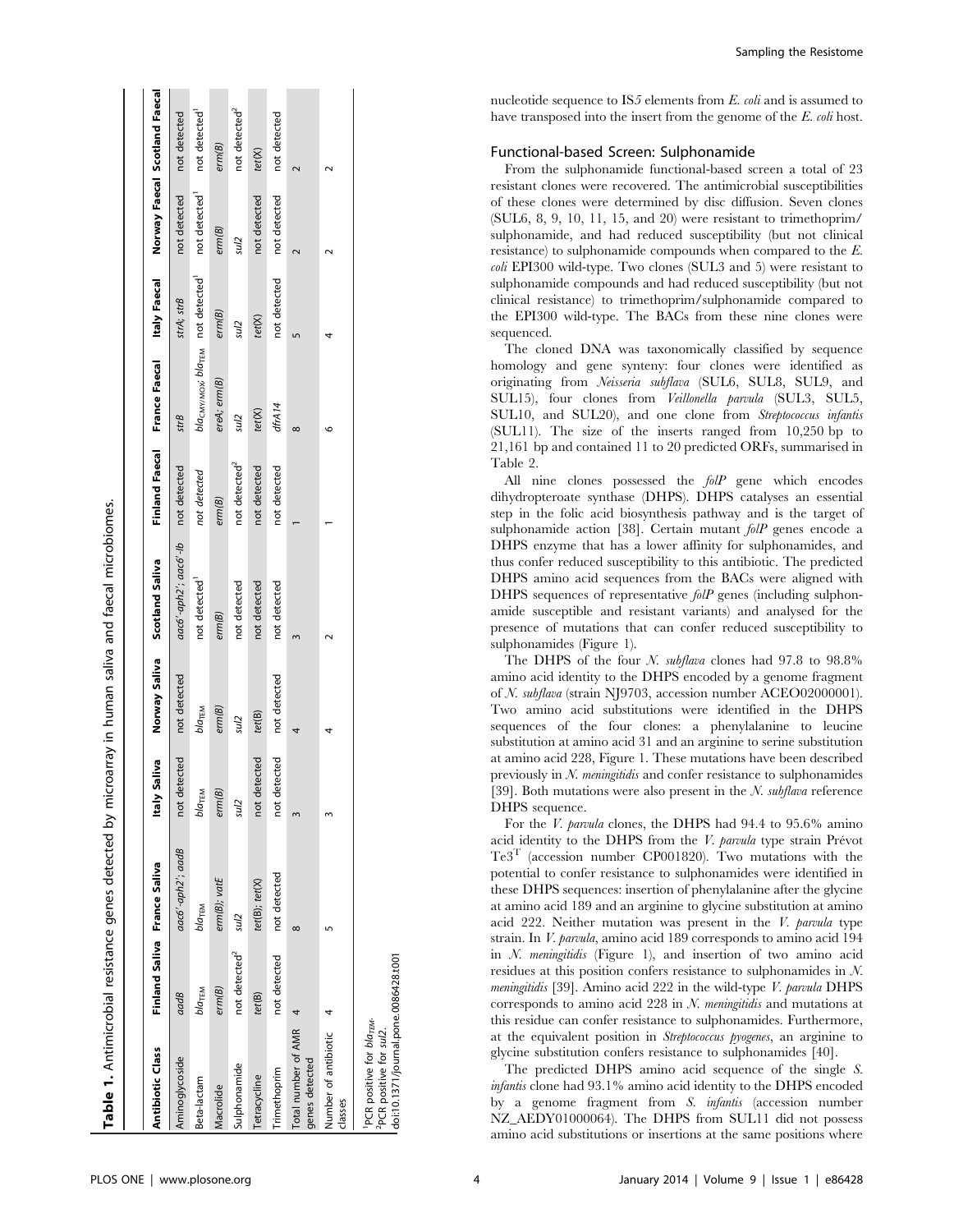**Table 1.** Antimicrobial resistance genes detected by microarray in human saliva and faecal microbiomes.

| Antibiotic Class | Finland Saliva | France Saliva | Italy Saliva | Norway Saliva | Scotland Saliva | Finland Faecal | France Faecal | Italy Faecal | Norway Faecal | Scotland Faecal |
|---|---|---|---|---|---|---|---|---|---|---|
| Aminoglycoside | *aadB* | *aac6'-aph2'; aadB* | not detected | not detected | *aac6'-aph2'; aac6'-Ib* | not detected | *strB* | *strA; strB* | not detected | not detected |
| Beta-lactam | $bla_{TEM}$ | $bla_{TEM}$ | $bla_{TEM}$ | $bla_{TEM}$ | not detected[1] | *not detected* | $bla_{CMY/MOX}$; $bla_{TEM}$ | not detected[1] | not detected[1] | not detected[1] |
| Macrolide | *erm(B)* | *erm(B); vatE* | *erm(B)* | *erm(B)* | *erm(B)* | *erm(B)* | *ereA; erm(B)* | *erm(B)* | *erm(B)* | *erm(B)* |
| Sulphonamide | not detected[2] | *sul2* | *sul2* | *sul2* | not detected | not detected[2] | *sul2* | *sul2* | *sul2* | not detected[2] |
| Tetracycline | *tet(B)* | *tet(B); tet(X)* | not detected | *tet(B)* | not detected | not detected | *tet(X)* | *tet(X)* | not detected | *tet(X)* |
| Trimethoprim | not detected | not detected | not detected | not detected | not detected | not detected | *dfrA14* | not detected | not detected | not detected |
| Total number of AMR genes detected | 4 | 8 | 3 | 4 | 3 | 1 | 8 | 5 | 2 | 2 |
| Number of antibiotic classes | 4 | 5 | 3 | 4 | 2 | 1 | 6 | 4 | 2 | 2 |

[1]PCR positive for $bla_{TEM}$.
[2]PCR positive for *sul2*.
doi:10.1371/journal.pone.0086428.t001

nucleotide sequence to IS*5* elements from *E. coli* and is assumed to have transposed into the insert from the genome of the *E. coli* host.

## Functional-based Screen: Sulphonamide

From the sulphonamide functional-based screen a total of 23 resistant clones were recovered. The antimicrobial susceptibilities of these clones were determined by disc diffusion. Seven clones (SUL6, 8, 9, 10, 11, 15, and 20) were resistant to trimethoprim/sulphonamide, and had reduced susceptibility (but not clinical resistance) to sulphonamide compounds when compared to the *E. coli* EPI300 wild-type. Two clones (SUL3 and 5) were resistant to sulphonamide compounds and had reduced susceptibility (but not clinical resistance) to trimethoprim/sulphonamide compared to the EPI300 wild-type. The BACs from these nine clones were sequenced.

The cloned DNA was taxonomically classified by sequence homology and gene synteny: four clones were identified as originating from *Neisseria subflava* (SUL6, SUL8, SUL9, and SUL15), four clones from *Veillonella parvula* (SUL3, SUL5, SUL10, and SUL20), and one clone from *Streptococcus infantis* (SUL11). The size of the inserts ranged from 10,250 bp to 21,161 bp and contained 11 to 20 predicted ORFs, summarised in Table 2.

All nine clones possessed the *folP* gene which encodes dihydropteroate synthase (DHPS). DHPS catalyses an essential step in the folic acid biosynthesis pathway and is the target of sulphonamide action [38]. Certain mutant *folP* genes encode a DHPS enzyme that has a lower affinity for sulphonamides, and thus confer reduced susceptibility to this antibiotic. The predicted DHPS amino acid sequences from the BACs were aligned with DHPS sequences of representative *folP* genes (including sulphonamide susceptible and resistant variants) and analysed for the presence of mutations that can confer reduced susceptibility to sulphonamides (Figure 1).

The DHPS of the four *N. subflava* clones had 97.8 to 98.8% amino acid identity to the DHPS encoded by a genome fragment of *N. subflava* (strain NJ9703, accession number ACEO02000001). Two amino acid substitutions were identified in the DHPS sequences of the four clones: a phenylalanine to leucine substitution at amino acid 31 and an arginine to serine substitution at amino acid 228, Figure 1. These mutations have been described previously in *N. meningitidis* and confer resistance to sulphonamides [39]. Both mutations were also present in the *N. subflava* reference DHPS sequence.

For the *V. parvula* clones, the DHPS had 94.4 to 95.6% amino acid identity to the DHPS from the *V. parvula* type strain Prévot Te3[T] (accession number CP001820). Two mutations with the potential to confer resistance to sulphonamides were identified in these DHPS sequences: insertion of phenylalanine after the glycine at amino acid 189 and an arginine to glycine substitution at amino acid 222. Neither mutation was present in the *V. parvula* type strain. In *V. parvula*, amino acid 189 corresponds to amino acid 194 in *N. meningitidis* (Figure 1), and insertion of two amino acid residues at this position confers resistance to sulphonamides in *N. meningitidis* [39]. Amino acid 222 in the wild-type *V. parvula* DHPS corresponds to amino acid 228 in *N. meningitidis* and mutations at this residue can confer resistance to sulphonamides. Furthermore, at the equivalent position in *Streptococcus pyogenes*, an arginine to glycine substitution confers resistance to sulphonamides [40].

The predicted DHPS amino acid sequence of the single *S. infantis* clone had 93.1% amino acid identity to the DHPS encoded by a genome fragment from *S. infantis* (accession number NZ_AEDY01000064). The DHPS from SUL11 did not possess amino acid substitutions or insertions at the same positions where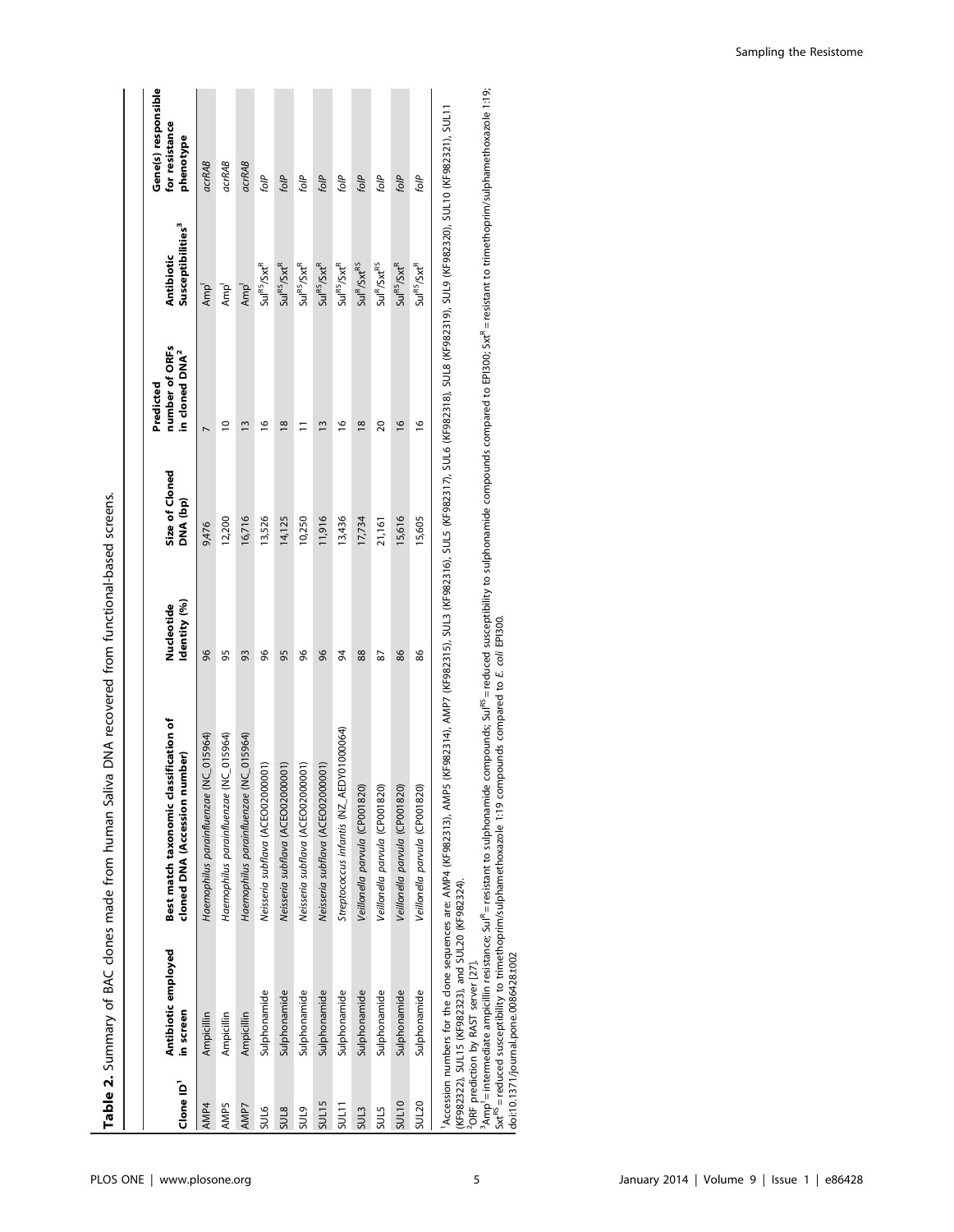**Table 2.** Summary of BAC clones made from human Saliva DNA recovered from functional-based screens.

| Clone ID[1] | Antibiotic employed in screen | Best match taxonomic classification of cloned DNA (Accession number) | Nucleotide Identity (%) | Size of Cloned DNA (bp) | Predicted number of ORFs in cloned DNA[2] | Antibiotic Susceptibilities[3] | Gene(s) responsible for resistance phenotype |
|---|---|---|---|---|---|---|---|
| AMP4 | Ampicillin | *Haemophilus parainfluenzae* (NC_015964) | 96 | 9,476 | 7 | $Amp^I$ | *acrRAB* |
| AMP5 | Ampicillin | *Haemophilus parainfluenzae* (NC_015964) | 95 | 12,200 | 10 | $Amp^I$ | *acrRAB* |
| AMP7 | Ampicillin | *Haemophilus parainfluenzae* (NC_015964) | 93 | 16,716 | 13 | $Amp^I$ | *acrRAB* |
| SUL6 | Sulphonamide | *Neisseria subflava* (ACEO02000001) | 96 | 13,526 | 16 | $Sul^{RS}/Sxt^R$ | *folP* |
| SUL8 | Sulphonamide | *Neisseria subflava* (ACEO02000001) | 95 | 14,125 | 18 | $Sul^{RS}/Sxt^R$ | *folP* |
| SUL9 | Sulphonamide | *Neisseria subflava* (ACEO02000001) | 96 | 10,250 | 11 | $Sul^{RS}/Sxt^R$ | *folP* |
| SUL15 | Sulphonamide | *Neisseria subflava* (ACEO02000001) | 96 | 11,916 | 13 | $Sul^{RS}/Sxt^R$ | *folP* |
| SUL11 | Sulphonamide | *Streptococcus infantis* (NZ_AEDY01000064) | 94 | 13,436 | 16 | $Sul^{RS}/Sxt^R$ | *folP* |
| SUL3 | Sulphonamide | *Veillonella parvula* (CP001820) | 88 | 17,734 | 18 | $Sul^R/Sxt^{RS}$ | *folP* |
| SUL5 | Sulphonamide | *Veillonella parvula* (CP001820) | 87 | 21,161 | 20 | $Sul^R/Sxt^{RS}$ | *folP* |
| SUL10 | Sulphonamide | *Veillonella parvula* (CP001820) | 86 | 15,616 | 16 | $Sul^{RS}/Sxt^R$ | *folP* |
| SUL20 | Sulphonamide | *Veillonella parvula* (CP001820) | 86 | 15,605 | 16 | $Sul^{RS}/Sxt^R$ | *folP* |

[1]Accession numbers for the clone sequences are: AMP4 (KF982313), AMP5 (KF982314), AMP7 (KF982315), SUL3 (KF982316), SUL5 (KF982317), SUL6 (KF982318), SUL8 (KF982319), SUL9 (KF982320), SUL10 (KF982321), SUL11 (KF982322), SUL15 (KF982323), and SUL20 (KF982324).
[2]ORF prediction by RAST server [27].
[3]$Amp^I$ = intermediate ampicillin resistance; $Sul^R$ = resistant to sulphonamide compounds; $Sul^{RS}$ = reduced susceptibility to sulphonamide compounds compared to EPI300; $Sxt^R$ = resistant to trimethoprim/sulphamethoxazole 1:19; $Sxt^{RS}$ = reduced susceptibility to trimethoprim/sulphamethoxazole 1:19 compounds compared to *E. coli* EPI300.
doi:10.1371/journal.pone.0086428.t002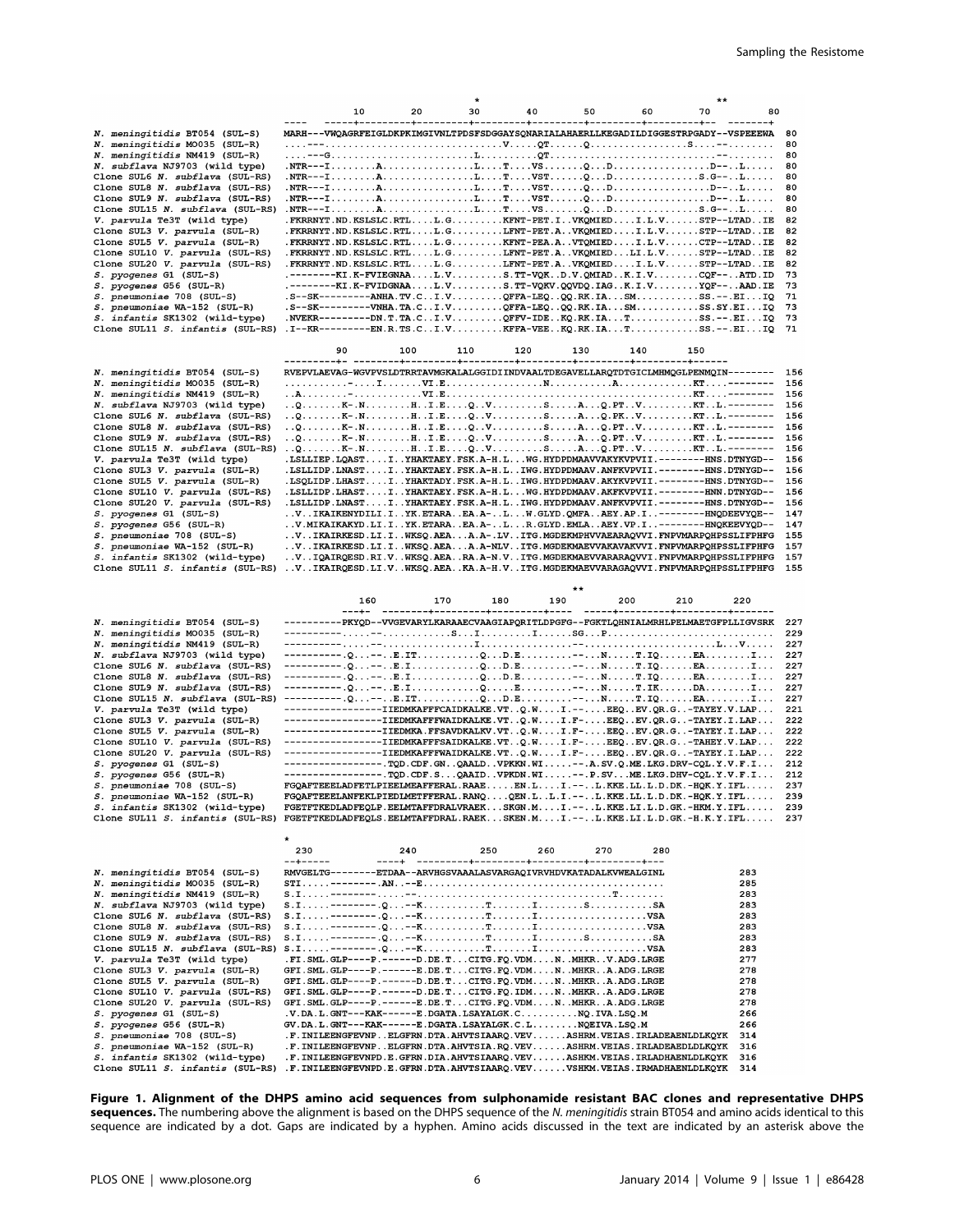```
                                                            *                                              **
                                    10        20        30        40        50        60        70        80
                              ----  -----+---------+---------+---------+---------+---------+---------+--  -------+
N. meningitidis BT054 (SUL-S)     MARH---VWQAGRFEIGLDKPKIMGIVNLTPDSFSDGGAYSQNARIALAHAERLLKEGADILDIGGESTRPGADY--VSPEEEWA  80
N. meningitidis MO035 (SUL-R)     ....---.............................V.....QT......Q................S....--........  80
N. meningitidis NM419 (SUL-R)     ....---G.........................L..........QT.............................--........  80
N. subflava NJ9703 (wild type)    .NTR---I........A................L....T....VS.......Q...D.................D--..L.....  80
Clone SUL6 N. subflava (SUL-RS)   .NTR---I........A................L....T....VST......Q...D...............S.G--..L.....  80
Clone SUL8 N. subflava (SUL-RS)   .NTR---I........A................L....T....VST......Q...D.................D--..L.....  80
Clone SUL9 N. subflava (SUL-RS)   .NTR---I........A................L....T....VST......Q...D.................D--..L.....  80
Clone SUL15 N. subflava (SUL-RS)  .NTR---I........A................L....T....VS.......Q...D...............S.G--..L.....  80
V. parvula Te3T (wild type)       .FKRRNYT.ND.KSLSLC.RTL....L.G.........KFNT-PET.I..VKQMIED....I.L.V......STP--LTAD..IE  82
Clone SUL3 V. parvula (SUL-R)     .FKRRNYT.ND.KSLSLC.RTL....L.G.........LFNT-PET.A..VKQMIED....I.L.V......STP--LTAD..IE  82
Clone SUL5 V. parvula (SUL-R)     .FKRRNYT.ND.KSLSLC.RTL....L.G.........KFNT-PEA.A..VTQMIED....I.L.V......CTP--LTAD..IE  82
Clone SUL10 V. parvula (SUL-RS)   .FKRRNYT.ND.KSLSLC.RTL....L.G.........LFNT-PET.A..VKQMIED....LI.L.V......STP--LTAD..IE  82
Clone SUL20 V. parvula (SUL-RS)   .FKRRNYT.ND.KSLSLC.RTL....L.G.........LFNT-PET.A..VKQMIED....I.L.V......STP--LTAD..IE  82
S. pyogenes G1 (SUL-S)            .--------KI.K-FVIEGNAA....L.V.........S.TT-VQK..D.V.QMIAD..K.I.V.........CQF--.ATD.ID  73
S. pyogenes G56 (SUL-R)           .--------KI.K-FVIDGNAA....L.V.........S.TT-VQKV.QQVDQ.IAG..K.I.V.........YQF--.AAD.IE  73
S. pneumoniae 708 (SUL-S)         .S--SK---------ANHA.TV.C..I.V.........QFFA-LEQ..QQ.RK.IA...SM...........SS.--.EI...IQ  71
S. pneumoniae WA-152 (SUL-R)      .S--SK---------VNHA.TA.C..I.V.........QFFA-LEQ..QQ.RK.IA...SM...........SS.SY.EI...IQ  73
S. infantis SK1302 (wild-type)    .NVEKR---------DN.T.TA.C..I.V.........QFFV-IDE..KQ.RK.IA...T............SS.--.EI...IQ  73
Clone SUL11 S. infantis (SUL-RS)  .I--KR---------EN.R.TS.C..I.V.........KFFA-VEE..KQ.RK.IA...T............SS.--.EI...IQ  71

                                    90        100       110       120       130       140       150
                              ---------+- ---------+---------+---------+---------+---------+---------+------
N. meningitidis BT054 (SUL-S)     RVEPVLAEVAG-WGVPVSLDTRRTAVMGKALALGGIDIINDVAALTDEGAVELLARQTDTGICLMHMQGLPENMQIN--------  156
N. meningitidis MO035 (SUL-R)     ...........-....I.......VI.E.................N...........A.............KT....--------  156
N. meningitidis NM419 (SUL-R)     ..A........-............VI.E...........................................KT....--------  156
N. subflava NJ9703 (wild type)    ..Q.......K-.N........H..I.E....Q..V.........S.....A...Q.PT..V.........KT..L.--------  156
Clone SUL6 N. subflava (SUL-RS)   ..Q.......K-.N........H..I.E....Q..V.........S.....A...Q.PK..V.........KT..L.--------  156
Clone SUL8 N. subflava (SUL-RS)   ..Q.......K-.N........H..I.E....Q..V.........S.....A...Q.PT..V.........KT..L.--------  156
Clone SUL9 N. subflava (SUL-RS)   ..Q.......K-.N........H..I.E....Q..V.........S.....A...Q.PT..V.........KT..L.--------  156
Clone SUL15 N. subflava (SUL-RS)  ..Q.......K-.N........H..I.E....Q..V.........S.....A...Q.PT..V.........KT..L.--------  156
V. parvula Te3T (wild type)       .LSLLIEP.LQAST....I..YHAKTAEY.FSK.A-H.L...WG.HYDPDMAAVVAKYKVPVII.--------HNS.DTNYGD--  156
Clone SUL3 V. parvula (SUL-R)     .LSLLIDP.LNAST....I..YHAKTAEY.FSK.A-H.L..IWG.HYDPDMAAV.ANFKVPVII.--------HNS.DTNYGD--  156
Clone SUL5 V. parvula (SUL-R)     .LSQLIDP.LHAST....I..YHAKTADY.FSK.A-H.L..IWG.HYDPDMAAV.AKYKVPVII.--------HNS.DTNYGD--  156
Clone SUL10 V. parvula (SUL-RS)   .LSLLIDP.LHAST....I..YHAKTAEY.FSK.A-H.L...WG.HYDPDMAAV.AKFKVPVII.--------HNN.DTNYGD--  156
Clone SUL20 V. parvula (SUL-RS)   .LSLLIDP.LNAST....I..YHAKTAEY.FSK.A-H.L..IWG.HYDPDMAAV.ANFKVPVII.--------HNS.DTNYGD--  156
S. pyogenes G1 (SUL-S)            ..V..IKAIKENYDILI.I..YK.ETARA..EA.A-..L...W.GLYD.QMFA..AEY.AP.I..--------HNQDEEVYQE--  147
S. pyogenes G56 (SUL-R)           ..V.MIKAIKAKYD.LI.I..YK.ETARA..EA.A-..L...R.GLYD.EMLA..AEY.VP.I..--------HNQKEEVYQD--  147
S. pneumoniae 708 (SUL-S)         ..V..IKAIRKESD.LI.I..WKSQ.AEA...A.A-.LV..ITG.MGDEKMPHVVAEARAQVVI.FNPVMARPQHPSSLIFPHFG  155
S. pneumoniae WA-152 (SUL-R)      ..V..IKAIRKESD.LI.I..WKSQ.AEA...A.A-NLV..ITG.MGDEKMAEVVAKAVAKVVI.FNPVMARPQHPSSLIFPHFG  157
S. infantis SK1302 (wild-type)    ..V..IQAIRQESD.RI.V..WKSQ.AEA..RA.A-N.V..ITG.MGDEKMAEVVARARAQVVI.FNPVMARPQHPSSLIFPHFG  157
Clone SUL11 S. infantis (SUL-RS)  ..V..IKAIRQESD.LI.V..WKSQ.AEA..KA.A-H.V..ITG.MGDEKMAEVVARAGAQVVI.FNPVMARPQHPSSLIFPHFG  155

                                                                          **
                                    160       170       180       190       200       210       220
                              ---+- ---------+---------+---------+---- -----+---------+---------+-------
N. meningitidis BT054 (SUL-S)     ----------PKYQD--VVGEVARYLKARAAECVAAGIAPQRITLDPGFG--FGKTLQHNIALMRHLPELMAETGFPLLIGVSRK  227
N. meningitidis MO035 (SUL-R)     ----------.....--...........S...I.........I.....SG..P.............................  229
N. meningitidis NM419 (SUL-R)     ----------.....--..............I.................--.......................L....V.....  227
N. subflava NJ9703 (wild type)    ----------.Q...--..E.IT...........Q.....D.E.........--...N.....T.IQ......EA........I...  227
Clone SUL6 N. subflava (SUL-RS)   ----------.Q...--..E.I............Q.....D.E.........--...N.....T.IQ......EA........I...  227
Clone SUL8 N. subflava (SUL-RS)   ----------.Q...--..E.I............Q.....D.E.........--...N.....T.IQ......EA........I...  227
Clone SUL9 N. subflava (SUL-RS)   ----------.Q...--..E.I............Q.....E.........--...N.....T.IK......DA........I...  227
Clone SUL15 N. subflava (SUL-RS)  ----------.Q...--..E.IT...........Q.....D.E.........--...N.....T.IQ......EA........I...  227
V. parvula Te3T (wild type)       -----------------IIEDMKAFFFCAIDKALKE.VT..Q.W.....I.--....EEQ..EV.QR.G..-TAYEY.V.LAP...  221
Clone SUL3 V. parvula (SUL-R)     -----------------IIEDMKAFFFWAIDKALKE.VT..Q.W.....I.F-....EEQ..EV.QR.G..-TAYEY.I.LAP...  222
Clone SUL5 V. parvula (SUL-R)     -----------------IIEDMKA.FFSAVDKALKV.VT..Q.W.....I.F-....EEQ..EV.QR.G..-TAYEY.I.LAP...  222
Clone SUL10 V. parvula (SUL-RS)   -----------------IIEDMKAFFFSAIDKALKE.VT..Q.W.....I.F-....EEQ..EV.QR.G..-TAHEY.V.LAP...  222
Clone SUL20 V. parvula (SUL-RS)   -----------------IIEDMKAFFFWAIDKALKE.VT..Q.W.....I.F-....EEQ..EV.QR.G..-TAYEY.I.LAP...  222
S. pyogenes G1 (SUL-S)            -----------------.TQD.CDF.GN..QAALD..VPKKN.WI.....--.A.SV.Q.ME.LKG.DRV-CQL.Y.V.F.I...  212
S. pyogenes G56 (SUL-R)           -----------------.TQD.CDF.S...QAAID..VPKDN.WI.....--.P.SV...ME.LKG.DHV-CQL.Y.V.F.I...  212
S. pneumoniae 708 (SUL-S)         FGQAFTEEELADFETLPIEELMEAFFERAL.RAAE.....EN.L....I.--..L.KKE.LL.L.D.DK.-HQK.Y.IFL.....  237
S. pneumoniae WA-152 (SUL-R)      FGQAFTEEELANFEKLPIEDIMETFFERAL.RANQ.....QEN.L..L.I.--..L.KKE.LL.L.D.DK.-HQK.Y.IFL.....  239
S. infantis SK1302 (wild-type)    FGETFTKEDLADFEQLP.EELMTAFFDRALVRAEK.....SKGN.M....I.--..L.KKE.LI.L.D.GK.-HKM.Y.IFL.....  239
Clone SUL11 S. infantis (SUL-RS)  FGETFTKEDLADFEQLS.EELMTAFFDRAL.RAEK.....SKEN.M....I.--..L.KKE.LI.L.D.GK.-H.K.Y.IFL.....  237

                                  *
                                   230       240       250       260       270       280
                                  --+-----    ----+ ---------+---------+---------+---------+---
N. meningitidis BT054 (SUL-S)     RMVGELTG--------ETDAA--ARVHGSVAAALASVARGAQIVRVHDVKATADALKVWEALGINL  283
N. meningitidis MO035 (SUL-R)     STI.....--------.AN.--E.................................................  285
N. meningitidis NM419 (SUL-R)     S.I.....--------.....--..................................T.........  283
N. subflava NJ9703 (wild type)    S.I.....--------.Q...--K...........T.......I........S...........SA  283
Clone SUL6 N. subflava (SUL-RS)   S.I.....--------.Q...--K...........T.......I...................VSA  283
Clone SUL8 N. subflava (SUL-RS)   S.I.....--------.Q...--K...........T.......I...................VSA  283
Clone SUL9 N. subflava (SUL-RS)   S.I.....--------.Q...--K...........T.......I........S...........SA  283
Clone SUL15 N. subflava (SUL-RS)  S.I.....--------.Q...--K...........T.......I...................VSA  283
V. parvula Te3T (wild type)       .FI.SML.GLP----P.------D.DE.T...CITG.FQ.VDM....N..MHKR..V.ADG.LRGE  277
Clone SUL3 V. parvula (SUL-R)     GFI.SML.GLP----P.------E.DE.T...CITG.FQ.VDM....N..MHKR..A.ADG.LRGE  278
Clone SUL5 V. parvula (SUL-R)     GFI.SML.GLP----P.------D.DE.T...CITG.FQ.VDM....N..MHKR..A.ADG.LRGE  278
Clone SUL10 V. parvula (SUL-RS)   GFI.SML.GLP----P.------D.DE.T...CITG.FQ.IDM....N..MHKR..A.ADG.LRGE  278
Clone SUL20 V. parvula (SUL-RS)   GFI.SML.GLP----P.------D.DE.T...CITG.FQ.VDM....N..MHKR..A.ADG.LRGE  278
S. pyogenes G1 (SUL-S)            .V.DA.L.GNT---KAK------E.DGATA.LSAYALGK.C.........NQ.IVA.LSQ.M  266
S. pyogenes G56 (SUL-R)           GV.DA.L.GNT---KAK------E.DGATA.LSAYALGK.C.L........NQEIVA.LSQ.M  266
S. pneumoniae 708 (SUL-S)         .F.INILEENGFEVNP..ELGFRN.DTA.AHVTSIAARQ.VEV......ASHRM.VEIAS.IRLADEAENLDLKQYK  316
S. pneumoniae WA-152 (SUL-R)      .F.INILEENGFEVNP..ELGFRN.DTA.AHVTSIA.RQ.VEV......ASHRM.VEIAS.IRLADEAEDLDLKQYK  316
S. infantis SK1302 (wild-type)    .F.INILEENGFEVNPD.E.GFRN.DIA.AHVTSIAARQ.VEV......ASHKM.VEIAS.IRLADHAENLDLKQYK  316
Clone SUL11 S. infantis (SUL-RS)  .F.INILEENGFEVNPD.E.GFRN.DTA.AHVTSIAARQ.VEV......VSHKM.VEIAS.IRMADHAENLDLKQYK  314
```

**Figure 1. Alignment of the DHPS amino acid sequences from sulphonamide resistant BAC clones and representative DHPS sequences.** The numbering above the alignment is based on the DHPS sequence of the *N. meningitidis* strain BT054 and amino acids identical to this sequence are indicated by a dot. Gaps are indicated by a hyphen. Amino acids discussed in the text are indicated by an asterisk above the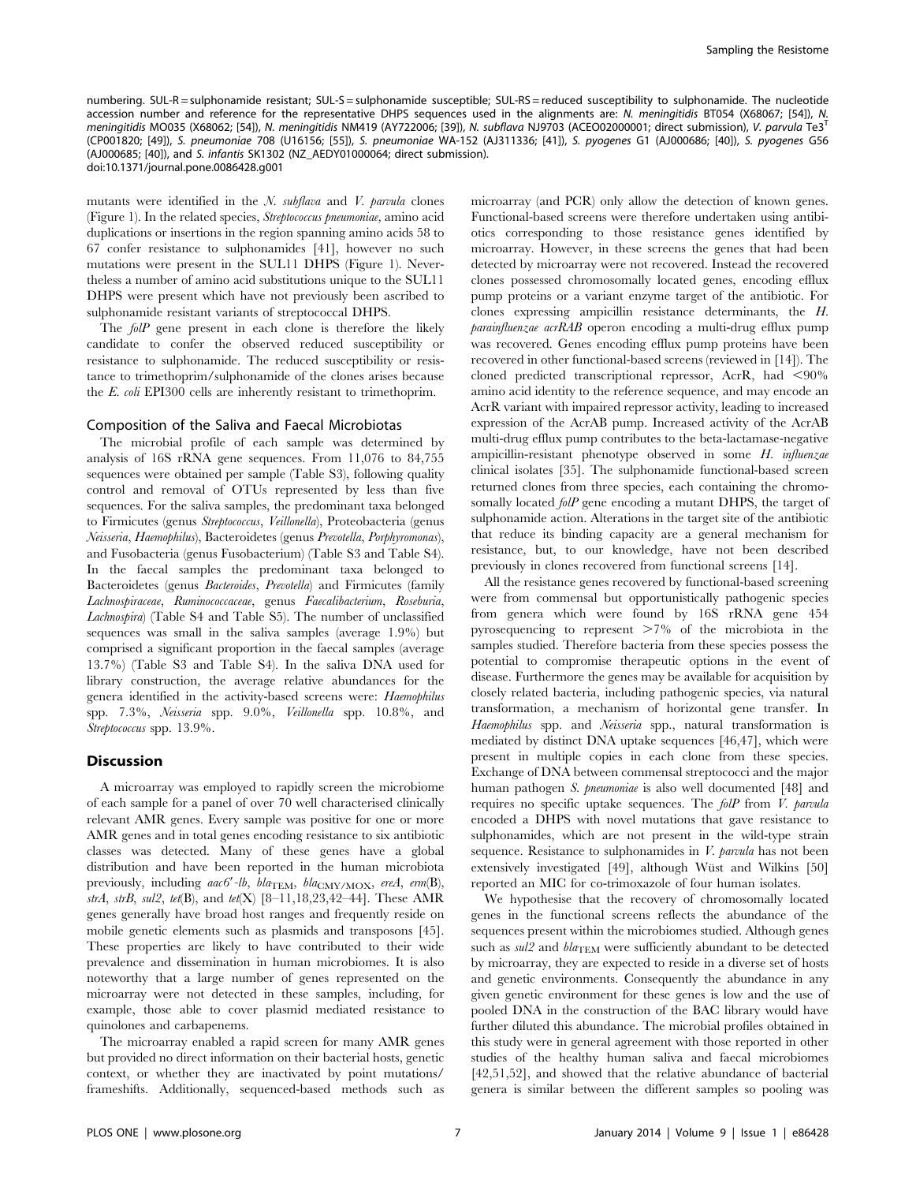numbering. SUL-R = sulphonamide resistant; SUL-S = sulphonamide susceptible; SUL-RS = reduced susceptibility to sulphonamide. The nucleotide accession number and reference for the representative DHPS sequences used in the alignments are: *N. meningitidis* BT054 (X68067; [54]), *N. meningitidis* MO035 (X68062; [54]), *N. meningitidis* NM419 (AY722006; [39]), *N. subflava* NJ9703 (ACEO02000001; direct submission), *V. parvula* Te3[T] (CP001820; [49]), *S. pneumoniae* 708 (U16156; [55]), *S. pneumoniae* WA-152 (AJ311336; [41]), *S. pyogenes* G1 (AJ000686; [40]), *S. pyogenes* G56 (AJ000685; [40]), and *S. infantis* SK1302 (NZ_AEDY01000064; direct submission).
doi:10.1371/journal.pone.0086428.g001

mutants were identified in the *N. subflava* and *V. parvula* clones (Figure 1). In the related species, *Streptococcus pneumoniae*, amino acid duplications or insertions in the region spanning amino acids 58 to 67 confer resistance to sulphonamides [41], however no such mutations were present in the SUL11 DHPS (Figure 1). Nevertheless a number of amino acid substitutions unique to the SUL11 DHPS were present which have not previously been ascribed to sulphonamide resistant variants of streptococcal DHPS.

The *folP* gene present in each clone is therefore the likely candidate to confer the observed reduced susceptibility or resistance to sulphonamide. The reduced susceptibility or resistance to trimethoprim/sulphonamide of the clones arises because the *E. coli* EPI300 cells are inherently resistant to trimethoprim.

### Composition of the Saliva and Faecal Microbiotas

The microbial profile of each sample was determined by analysis of 16S rRNA gene sequences. From 11,076 to 84,755 sequences were obtained per sample (Table S3), following quality control and removal of OTUs represented by less than five sequences. For the saliva samples, the predominant taxa belonged to Firmicutes (genus *Streptococcus*, *Veillonella*), Proteobacteria (genus *Neisseria*, *Haemophilus*), Bacteroidetes (genus *Prevotella*, *Porphyromonas*), and Fusobacteria (genus Fusobacterium) (Table S3 and Table S4). In the faecal samples the predominant taxa belonged to Bacteroidetes (genus *Bacteroides*, *Prevotella*) and Firmicutes (family *Lachnospiraceae*, *Ruminococcaceae*, genus *Faecalibacterium*, *Roseburia*, *Lachnospira*) (Table S4 and Table S5). The number of unclassified sequences was small in the saliva samples (average 1.9%) but comprised a significant proportion in the faecal samples (average 13.7%) (Table S3 and Table S4). In the saliva DNA used for library construction, the average relative abundances for the genera identified in the activity-based screens were: *Haemophilus* spp. 7.3%, *Neisseria* spp. 9.0%, *Veillonella* spp. 10.8%, and *Streptococcus* spp. 13.9%.

## Discussion

A microarray was employed to rapidly screen the microbiome of each sample for a panel of over 70 well characterised clinically relevant AMR genes. Every sample was positive for one or more AMR genes and in total genes encoding resistance to six antibiotic classes was detected. Many of these genes have a global distribution and have been reported in the human microbiota previously, including *aac6'-Ib*, *bla*$_{TEM}$, *bla*$_{CMY/MOX}$, *ereA*, *erm*(B), *strA*, *strB*, *sul2*, *tet*(B), and *tet*(X) [8–11,18,23,42–44]. These AMR genes generally have broad host ranges and frequently reside on mobile genetic elements such as plasmids and transposons [45]. These properties are likely to have contributed to their wide prevalence and dissemination in human microbiomes. It is also noteworthy that a large number of genes represented on the microarray were not detected in these samples, including, for example, those able to cover plasmid mediated resistance to quinolones and carbapenems.

The microarray enabled a rapid screen for many AMR genes but provided no direct information on their bacterial hosts, genetic context, or whether they are inactivated by point mutations/frameshifts. Additionally, sequenced-based methods such as microarray (and PCR) only allow the detection of known genes. Functional-based screens were therefore undertaken using antibiotics corresponding to those resistance genes identified by microarray. However, in these screens the genes that had been detected by microarray were not recovered. Instead the recovered clones possessed chromosomally located genes, encoding efflux pump proteins or a variant enzyme target of the antibiotic. For clones expressing ampicillin resistance determinants, the *H. parainfluenzae acrRAB* operon encoding a multi-drug efflux pump was recovered. Genes encoding efflux pump proteins have been recovered in other functional-based screens (reviewed in [14]). The cloned predicted transcriptional repressor, AcrR, had <90% amino acid identity to the reference sequence, and may encode an AcrR variant with impaired repressor activity, leading to increased expression of the AcrAB pump. Increased activity of the AcrAB multi-drug efflux pump contributes to the beta-lactamase-negative ampicillin-resistant phenotype observed in some *H. influenzae* clinical isolates [35]. The sulphonamide functional-based screen returned clones from three species, each containing the chromosomally located *folP* gene encoding a mutant DHPS, the target of sulphonamide action. Alterations in the target site of the antibiotic that reduce its binding capacity are a general mechanism for resistance, but, to our knowledge, have not been described previously in clones recovered from functional screens [14].

All the resistance genes recovered by functional-based screening were from commensal but opportunistically pathogenic species from genera which were found by 16S rRNA gene 454 pyrosequencing to represent >7% of the microbiota in the samples studied. Therefore bacteria from these species possess the potential to compromise therapeutic options in the event of disease. Furthermore the genes may be available for acquisition by closely related bacteria, including pathogenic species, via natural transformation, a mechanism of horizontal gene transfer. In *Haemophilus* spp. and *Neisseria* spp., natural transformation is mediated by distinct DNA uptake sequences [46,47], which were present in multiple copies in each clone from these species. Exchange of DNA between commensal streptococci and the major human pathogen *S. pneumoniae* is also well documented [48] and requires no specific uptake sequences. The *folP* from *V. parvula* encoded a DHPS with novel mutations that gave resistance to sulphonamides, which are not present in the wild-type strain sequence. Resistance to sulphonamides in *V. parvula* has not been extensively investigated [49], although Wüst and Wilkins [50] reported an MIC for co-trimoxazole of four human isolates.

We hypothesise that the recovery of chromosomally located genes in the functional screens reflects the abundance of the sequences present within the microbiomes studied. Although genes such as *sul2* and *bla*$_{TEM}$ were sufficiently abundant to be detected by microarray, they are expected to reside in a diverse set of hosts and genetic environments. Consequently the abundance in any given genetic environment for these genes is low and the use of pooled DNA in the construction of the BAC library would have further diluted this abundance. The microbial profiles obtained in this study were in general agreement with those reported in other studies of the healthy human saliva and faecal microbiomes [42,51,52], and showed that the relative abundance of bacterial genera is similar between the different samples so pooling was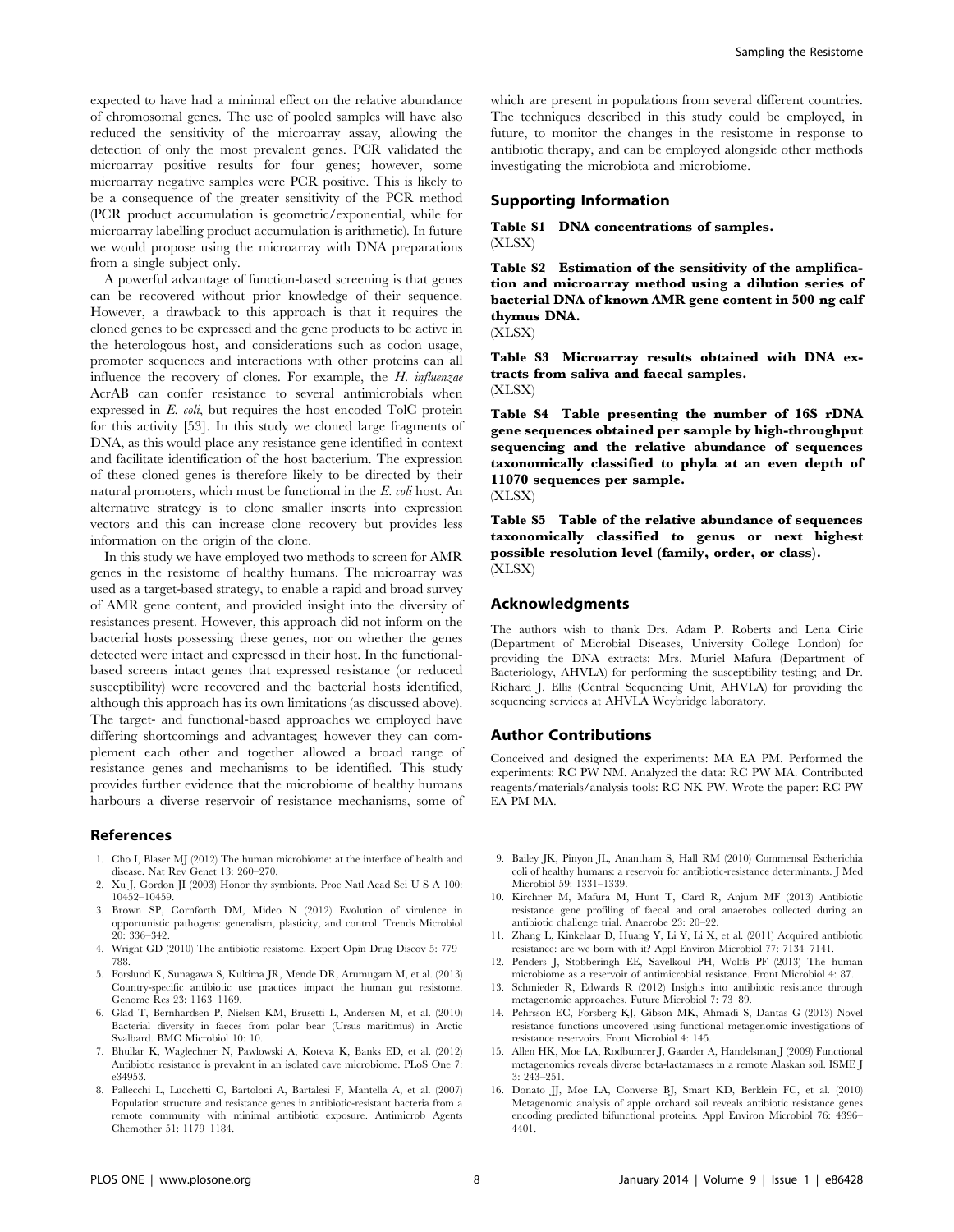expected to have had a minimal effect on the relative abundance of chromosomal genes. The use of pooled samples will have also reduced the sensitivity of the microarray assay, allowing the detection of only the most prevalent genes. PCR validated the microarray positive results for four genes; however, some microarray negative samples were PCR positive. This is likely to be a consequence of the greater sensitivity of the PCR method (PCR product accumulation is geometric/exponential, while for microarray labelling product accumulation is arithmetic). In future we would propose using the microarray with DNA preparations from a single subject only.

A powerful advantage of function-based screening is that genes can be recovered without prior knowledge of their sequence. However, a drawback to this approach is that it requires the cloned genes to be expressed and the gene products to be active in the heterologous host, and considerations such as codon usage, promoter sequences and interactions with other proteins can all influence the recovery of clones. For example, the *H. influenzae* AcrAB can confer resistance to several antimicrobials when expressed in *E. coli*, but requires the host encoded TolC protein for this activity [53]. In this study we cloned large fragments of DNA, as this would place any resistance gene identified in context and facilitate identification of the host bacterium. The expression of these cloned genes is therefore likely to be directed by their natural promoters, which must be functional in the *E. coli* host. An alternative strategy is to clone smaller inserts into expression vectors and this can increase clone recovery but provides less information on the origin of the clone.

In this study we have employed two methods to screen for AMR genes in the resistome of healthy humans. The microarray was used as a target-based strategy, to enable a rapid and broad survey of AMR gene content, and provided insight into the diversity of resistances present. However, this approach did not inform on the bacterial hosts possessing these genes, nor on whether the genes detected were intact and expressed in their host. In the functional-based screens intact genes that expressed resistance (or reduced susceptibility) were recovered and the bacterial hosts identified, although this approach has its own limitations (as discussed above). The target- and functional-based approaches we employed have differing shortcomings and advantages; however they can complement each other and together allowed a broad range of resistance genes and mechanisms to be identified. This study provides further evidence that the microbiome of healthy humans harbours a diverse reservoir of resistance mechanisms, some of which are present in populations from several different countries. The techniques described in this study could be employed, in future, to monitor the changes in the resistome in response to antibiotic therapy, and can be employed alongside other methods investigating the microbiota and microbiome.

## Supporting Information

**Table S1 DNA concentrations of samples.**
(XLSX)

**Table S2 Estimation of the sensitivity of the amplification and microarray method using a dilution series of bacterial DNA of known AMR gene content in 500 ng calf thymus DNA.**
(XLSX)

**Table S3 Microarray results obtained with DNA extracts from saliva and faecal samples.**
(XLSX)

**Table S4 Table presenting the number of 16S rDNA gene sequences obtained per sample by high-throughput sequencing and the relative abundance of sequences taxonomically classified to phyla at an even depth of 11070 sequences per sample.**
(XLSX)

**Table S5 Table of the relative abundance of sequences taxonomically classified to genus or next highest possible resolution level (family, order, or class).**
(XLSX)

## Acknowledgments

The authors wish to thank Drs. Adam P. Roberts and Lena Ciric (Department of Microbial Diseases, University College London) for providing the DNA extracts; Mrs. Muriel Mafura (Department of Bacteriology, AHVLA) for performing the susceptibility testing; and Dr. Richard J. Ellis (Central Sequencing Unit, AHVLA) for providing the sequencing services at AHVLA Weybridge laboratory.

## Author Contributions

Conceived and designed the experiments: MA EA PM. Performed the experiments: RC PW NM. Analyzed the data: RC PW MA. Contributed reagents/materials/analysis tools: RC NK PW. Wrote the paper: RC PW EA PM MA.

## References

1. Cho I, Blaser MJ (2012) The human microbiome: at the interface of health and disease. Nat Rev Genet 13: 260–270.
2. Xu J, Gordon JI (2003) Honor thy symbionts. Proc Natl Acad Sci U S A 100: 10452–10459.
3. Brown SP, Cornforth DM, Mideo N (2012) Evolution of virulence in opportunistic pathogens: generalism, plasticity, and control. Trends Microbiol 20: 336–342.
4. Wright GD (2010) The antibiotic resistome. Expert Opin Drug Discov 5: 779–788.
5. Forslund K, Sunagawa S, Kultima JR, Mende DR, Arumugam M, et al. (2013) Country-specific antibiotic use practices impact the human gut resistome. Genome Res 23: 1163–1169.
6. Glad T, Bernhardsen P, Nielsen KM, Brusetti L, Andersen M, et al. (2010) Bacterial diversity in faeces from polar bear (Ursus maritimus) in Arctic Svalbard. BMC Microbiol 10: 10.
7. Bhullar K, Waglechner N, Pawlowski A, Koteva K, Banks ED, et al. (2012) Antibiotic resistance is prevalent in an isolated cave microbiome. PLoS One 7: e34953.
8. Pallecchi L, Lucchetti C, Bartoloni A, Bartalesi F, Mantella A, et al. (2007) Population structure and resistance genes in antibiotic-resistant bacteria from a remote community with minimal antibiotic exposure. Antimicrob Agents Chemother 51: 1179–1184.
9. Bailey JK, Pinyon JL, Anantham S, Hall RM (2010) Commensal Escherichia coli of healthy humans: a reservoir for antibiotic-resistance determinants. J Med Microbiol 59: 1331–1339.
10. Kirchner M, Mafura M, Hunt T, Card R, Anjum MF (2013) Antibiotic resistance gene profiling of faecal and oral anaerobes collected during an antibiotic challenge trial. Anaerobe 23: 20–22.
11. Zhang L, Kinkelaar D, Huang Y, Li Y, Li X, et al. (2011) Acquired antibiotic resistance: are we born with it? Appl Environ Microbiol 77: 7134–7141.
12. Penders J, Stobberingh EE, Savelkoul PH, Wolffs PF (2013) The human microbiome as a reservoir of antimicrobial resistance. Front Microbiol 4: 87.
13. Schmieder R, Edwards R (2012) Insights into antibiotic resistance through metagenomic approaches. Future Microbiol 7: 73–89.
14. Pehrsson EC, Forsberg KJ, Gibson MK, Ahmadi S, Dantas G (2013) Novel resistance functions uncovered using functional metagenomic investigations of resistance reservoirs. Front Microbiol 4: 145.
15. Allen HK, Moe LA, Rodbumrer J, Gaarder A, Handelsman J (2009) Functional metagenomics reveals diverse beta-lactamases in a remote Alaskan soil. ISME J 3: 243–251.
16. Donato JJ, Moe LA, Converse BJ, Smart KD, Berklein FC, et al. (2010) Metagenomic analysis of apple orchard soil reveals antibiotic resistance genes encoding predicted bifunctional proteins. Appl Environ Microbiol 76: 4396–4401.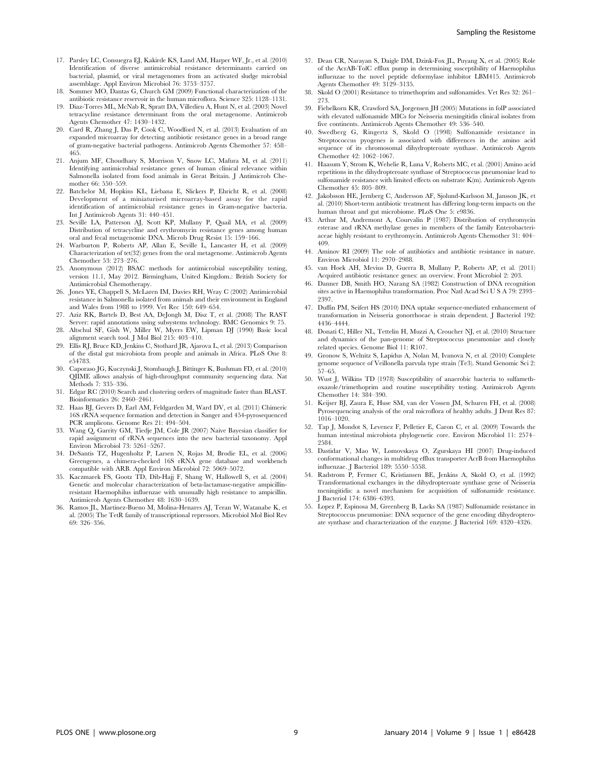17. Parsley LC, Consuegra EJ, Kakirde KS, Land AM, Harper WF, Jr., et al. (2010) Identification of diverse antimicrobial resistance determinants carried on bacterial, plasmid, or viral metagenomes from an activated sludge microbial assemblage. Appl Environ Microbiol 76: 3753–3757.
18. Sommer MO, Dantas G, Church GM (2009) Functional characterization of the antibiotic resistance reservoir in the human microflora. Science 325: 1128–1131.
19. Diaz-Torres ML, McNab R, Spratt DA, Villedieu A, Hunt N, et al. (2003) Novel tetracycline resistance determinant from the oral metagenome. Antimicrob Agents Chemother 47: 1430–1432.
20. Card R, Zhang J, Das P, Cook C, Woodford N, et al. (2013) Evaluation of an expanded microarray for detecting antibiotic resistance genes in a broad range of gram-negative bacterial pathogens. Antimicrob Agents Chemother 57: 458–465.
21. Anjum MF, Choudhary S, Morrison V, Snow LC, Mafura M, et al. (2011) Identifying antimicrobial resistance genes of human clinical relevance within Salmonella isolated from food animals in Great Britain. J Antimicrob Chemother 66: 550–559.
22. Batchelor M, Hopkins KL, Liebana E, Slickers P, Ehricht R, et al. (2008) Development of a miniaturised microarray-based assay for the rapid identification of antimicrobial resistance genes in Gram-negative bacteria. Int J Antimicrob Agents 31: 440–451.
23. Seville LA, Patterson AJ, Scott KP, Mullany P, Quail MA, et al. (2009) Distribution of tetracycline and erythromycin resistance genes among human oral and fecal metagenomic DNA. Microb Drug Resist 15: 159–166.
24. Warburton P, Roberts AP, Allan E, Seville L, Lancaster H, et al. (2009) Characterization of tet(32) genes from the oral metagenome. Antimicrob Agents Chemother 53: 273–276.
25. Anonymous (2012) BSAC methods for antimicrobial susceptibility testing, version 11.1, May 2012. Birmingham, United Kingdom.: British Society for Antimicrobial Chemotherapy.
26. Jones YE, Chappell S, McLaren IM, Davies RH, Wray C (2002) Antimicrobial resistance in Salmonella isolated from animals and their environment in England and Wales from 1988 to 1999. Vet Rec 150: 649–654.
27. Aziz RK, Bartels D, Best AA, DeJongh M, Disz T, et al. (2008) The RAST Server: rapid annotations using subsystems technology. BMC Genomics 9: 75.
28. Altschul SF, Gish W, Miller W, Myers EW, Lipman DJ (1990) Basic local alignment search tool. J Mol Biol 215: 403–410.
29. Ellis RJ, Bruce KD, Jenkins C, Stothard JR, Ajarova L, et al. (2013) Comparison of the distal gut microbiota from people and animals in Africa. PLoS One 8: e54783.
30. Caporaso JG, Kuczynski J, Stombaugh J, Bittinger K, Bushman FD, et al. (2010) QIIME allows analysis of high-throughput community sequencing data. Nat Methods 7: 335–336.
31. Edgar RC (2010) Search and clustering orders of magnitude faster than BLAST. Bioinformatics 26: 2460–2461.
32. Haas BJ, Gevers D, Earl AM, Feldgarden M, Ward DV, et al. (2011) Chimeric 16S rRNA sequence formation and detection in Sanger and 454-pyrosequenced PCR amplicons. Genome Res 21: 494–504.
33. Wang Q, Garrity GM, Tiedje JM, Cole JR (2007) Naive Bayesian classifier for rapid assignment of rRNA sequences into the new bacterial taxonomy. Appl Environ Microbiol 73: 5261–5267.
34. DeSantis TZ, Hugenholtz P, Larsen N, Rojas M, Brodie EL, et al. (2006) Greengenes, a chimera-checked 16S rRNA gene database and workbench compatible with ARB. Appl Environ Microbiol 72: 5069–5072.
35. Kaczmarek FS, Gootz TD, Dib-Hajj F, Shang W, Hallowell S, et al. (2004) Genetic and molecular characterization of beta-lactamase-negative ampicillin-resistant Haemophilus influenzae with unusually high resistance to ampicillin. Antimicrob Agents Chemother 48: 1630–1639.
36. Ramos JL, Martinez-Bueno M, Molina-Henares AJ, Teran W, Watanabe K, et al. (2005) The TetR family of transcriptional repressors. Microbiol Mol Biol Rev 69: 326–356.
37. Dean CR, Narayan S, Daigle DM, Dzink-Fox JL, Puyang X, et al. (2005) Role of the AcrAB-TolC efflux pump in determining susceptibility of Haemophilus influenzae to the novel peptide deformylase inhibitor LBM415. Antimicrob Agents Chemother 49: 3129–3135.
38. Skold O (2001) Resistance to trimethoprim and sulfonamides. Vet Res 32: 261–273.
39. Fiebelkorn KR, Crawford SA, Jorgensen JH (2005) Mutations in folP associated with elevated sulfonamide MICs for Neisseria meningitidis clinical isolates from five continents. Antimicrob Agents Chemother 49: 536–540.
40. Swedberg G, Ringertz S, Skold O (1998) Sulfonamide resistance in Streptococcus pyogenes is associated with differences in the amino acid sequence of its chromosomal dihydropteroate synthase. Antimicrob Agents Chemother 42: 1062–1067.
41. Haasum Y, Strom K, Wehelie R, Luna V, Roberts MC, et al. (2001) Amino acid repetitions in the dihydropteroate synthase of Streptococcus pneumoniae lead to sulfonamide resistance with limited effects on substrate K(m). Antimicrob Agents Chemother 45: 805–809.
42. Jakobsson HE, Jernberg C, Andersson AF, Sjolund-Karlsson M, Jansson JK, et al. (2010) Short-term antibiotic treatment has differing long-term impacts on the human throat and gut microbiome. PLoS One 5: e9836.
43. Arthur M, Andremont A, Courvalin P (1987) Distribution of erythromycin esterase and rRNA methylase genes in members of the family Enterobacteriaceae highly resistant to erythromycin. Antimicrob Agents Chemother 31: 404–409.
44. Aminov RI (2009) The role of antibiotics and antibiotic resistance in nature. Environ Microbiol 11: 2970–2988.
45. van Hoek AH, Mevius D, Guerra B, Mullany P, Roberts AP, et al. (2011) Acquired antibiotic resistance genes: an overview. Front Microbiol 2: 203.
46. Danner DB, Smith HO, Narang SA (1982) Construction of DNA recognition sites active in Haemophilus transformation. Proc Natl Acad Sci U S A 79: 2393–2397.
47. Duffin PM, Seifert HS (2010) DNA uptake sequence-mediated enhancement of transformation in Neisseria gonorrhoeae is strain dependent. J Bacteriol 192: 4436–4444.
48. Donati C, Hiller NL, Tettelin H, Muzzi A, Croucher NJ, et al. (2010) Structure and dynamics of the pan-genome of Streptococcus pneumoniae and closely related species. Genome Biol 11: R107.
49. Gronow S, Welnitz S, Lapidus A, Nolan M, Ivanova N, et al. (2010) Complete genome sequence of Veillonella parvula type strain (Te3). Stand Genomic Sci 2: 57–65.
50. Wust J, Wilkins TD (1978) Susceptibility of anaerobic bacteria to sulfamethoxazole/trimethoprim and routine susceptibility testing. Antimicrob Agents Chemother 14: 384–390.
51. Keijser BJ, Zaura E, Huse SM, van der Vossen JM, Schuren FH, et al. (2008) Pyrosequencing analysis of the oral microflora of healthy adults. J Dent Res 87: 1016–1020.
52. Tap J, Mondot S, Levenez F, Pelletier E, Caron C, et al. (2009) Towards the human intestinal microbiota phylogenetic core. Environ Microbiol 11: 2574–2584.
53. Dastidar V, Mao W, Lomovskaya O, Zgurskaya HI (2007) Drug-induced conformational changes in multidrug efflux transporter AcrB from Haemophilus influenzae. J Bacteriol 189: 5550–5558.
54. Radstrom P, Fermer C, Kristiansen BE, Jenkins A, Skold O, et al. (1992) Transformational exchanges in the dihydropteroate synthase gene of Neisseria meningitidis: a novel mechanism for acquisition of sulfonamide resistance. J Bacteriol 174: 6386–6393.
55. Lopez P, Espinosa M, Greenberg B, Lacks SA (1987) Sulfonamide resistance in Streptococcus pneumoniae: DNA sequence of the gene encoding dihydropteroate synthase and characterization of the enzyme. J Bacteriol 169: 4320–4326.